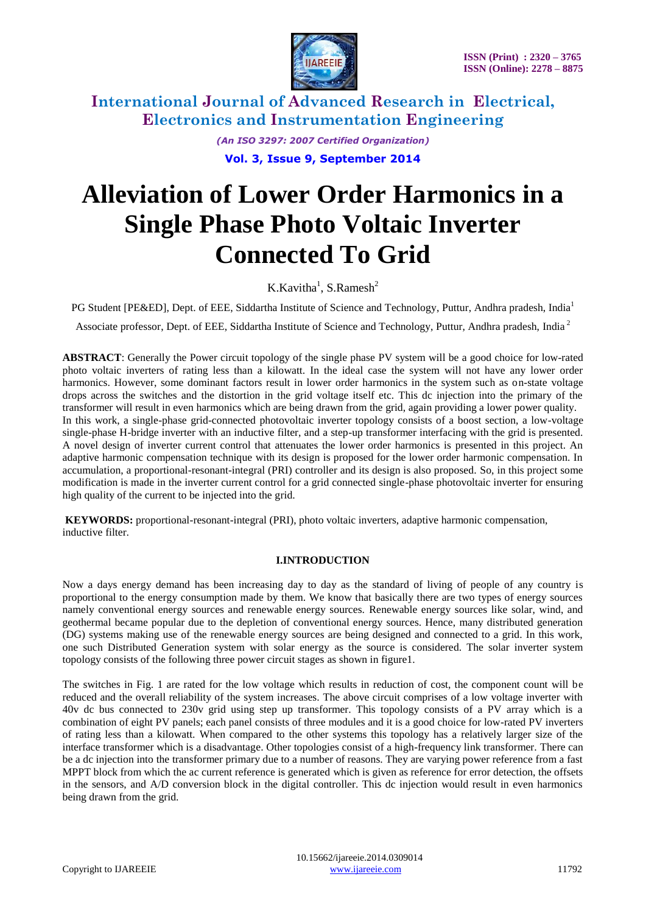# Alleviation of Lower Order Harmonics in a Single Phase Photo Voltaic Inverter Connected To Grid

K.Kavitha[1], S.Ramesh[2]

PG Student [PE&ED], Dept. of EEE, Siddartha Institute of Science and Technology, Puttur, Andhra pradesh, India[1]

Associate professor, Dept. of EEE, Siddartha Institute of Science and Technology, Puttur, Andhra pradesh, India [2]

**ABSTRACT**: Generally the Power circuit topology of the single phase PV system will be a good choice for low-rated photo voltaic inverters of rating less than a kilowatt. In the ideal case the system will not have any lower order harmonics. However, some dominant factors result in lower order harmonics in the system such as on-state voltage drops across the switches and the distortion in the grid voltage itself etc. This dc injection into the primary of the transformer will result in even harmonics which are being drawn from the grid, again providing a lower power quality.
In this work, a single-phase grid-connected photovoltaic inverter topology consists of a boost section, a low-voltage single-phase H-bridge inverter with an inductive filter, and a step-up transformer interfacing with the grid is presented. A novel design of inverter current control that attenuates the lower order harmonics is presented in this project. An adaptive harmonic compensation technique with its design is proposed for the lower order harmonic compensation. In accumulation, a proportional-resonant-integral (PRI) controller and its design is also proposed. So, in this project some modification is made in the inverter current control for a grid connected single-phase photovoltaic inverter for ensuring high quality of the current to be injected into the grid.

**KEYWORDS:** proportional-resonant-integral (PRI), photo voltaic inverters, adaptive harmonic compensation, inductive filter.

## I.INTRODUCTION

Now a days energy demand has been increasing day to day as the standard of living of people of any country is proportional to the energy consumption made by them. We know that basically there are two types of energy sources namely conventional energy sources and renewable energy sources. Renewable energy sources like solar, wind, and geothermal became popular due to the depletion of conventional energy sources. Hence, many distributed generation (DG) systems making use of the renewable energy sources are being designed and connected to a grid. In this work, one such Distributed Generation system with solar energy as the source is considered. The solar inverter system topology consists of the following three power circuit stages as shown in figure1.

The switches in Fig. 1 are rated for the low voltage which results in reduction of cost, the component count will be reduced and the overall reliability of the system increases. The above circuit comprises of a low voltage inverter with 40v dc bus connected to 230v grid using step up transformer. This topology consists of a PV array which is a combination of eight PV panels; each panel consists of three modules and it is a good choice for low-rated PV inverters of rating less than a kilowatt. When compared to the other systems this topology has a relatively larger size of the interface transformer which is a disadvantage. Other topologies consist of a high-frequency link transformer. There can be a dc injection into the transformer primary due to a number of reasons. They are varying power reference from a fast MPPT block from which the ac current reference is generated which is given as reference for error detection, the offsets in the sensors, and A/D conversion block in the digital controller. This dc injection would result in even harmonics being drawn from the grid.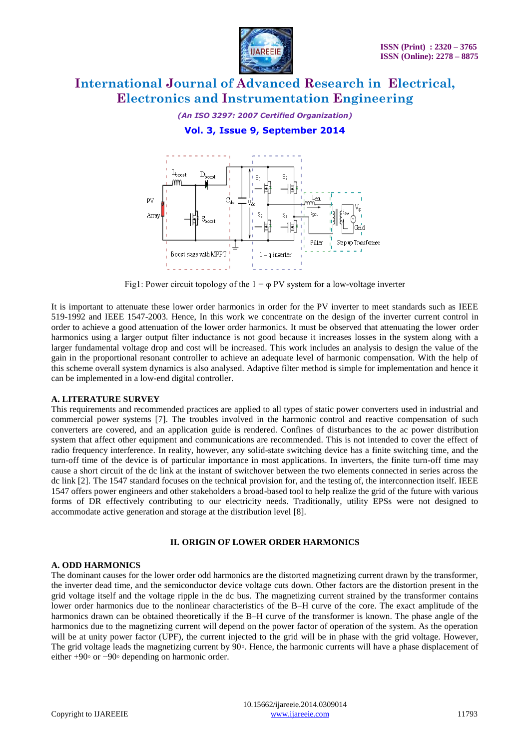Fig1: Power circuit topology of the $1-\varphi$ PV system for a low-voltage inverter

It is important to attenuate these lower order harmonics in order for the PV inverter to meet standards such as IEEE 519-1992 and IEEE 1547-2003. Hence, In this work we concentrate on the design of the inverter current control in order to achieve a good attenuation of the lower order harmonics. It must be observed that attenuating the lower order harmonics using a larger output filter inductance is not good because it increases losses in the system along with a larger fundamental voltage drop and cost will be increased. This work includes an analysis to design the value of the gain in the proportional resonant controller to achieve an adequate level of harmonic compensation. With the help of this scheme overall system dynamics is also analysed. Adaptive filter method is simple for implementation and hence it can be implemented in a low-end digital controller.

### A. LITERATURE SURVEY

This requirements and recommended practices are applied to all types of static power converters used in industrial and commercial power systems [7]. The troubles involved in the harmonic control and reactive compensation of such converters are covered, and an application guide is rendered. Confines of disturbances to the ac power distribution system that affect other equipment and communications are recommended. This is not intended to cover the effect of radio frequency interference. In reality, however, any solid-state switching device has a finite switching time, and the turn-off time of the device is of particular importance in most applications. In inverters, the finite turn-off time may cause a short circuit of the dc link at the instant of switchover between the two elements connected in series across the dc link [2]. The 1547 standard focuses on the technical provision for, and the testing of, the interconnection itself. IEEE 1547 offers power engineers and other stakeholders a broad-based tool to help realize the grid of the future with various forms of DR effectively contributing to our electricity needs. Traditionally, utility EPSs were not designed to accommodate active generation and storage at the distribution level [8].

## II. ORIGIN OF LOWER ORDER HARMONICS

### A. ODD HARMONICS

The dominant causes for the lower order odd harmonics are the distorted magnetizing current drawn by the transformer, the inverter dead time, and the semiconductor device voltage cuts down. Other factors are the distortion present in the grid voltage itself and the voltage ripple in the dc bus. The magnetizing current strained by the transformer contains lower order harmonics due to the nonlinear characteristics of the B–H curve of the core. The exact amplitude of the harmonics drawn can be obtained theoretically if the B–H curve of the transformer is known. The phase angle of the harmonics due to the magnetizing current will depend on the power factor of operation of the system. As the operation will be at unity power factor (UPF), the current injected to the grid will be in phase with the grid voltage. However, The grid voltage leads the magnetizing current by 90◦. Hence, the harmonic currents will have a phase displacement of either +90◦ or −90◦ depending on harmonic order.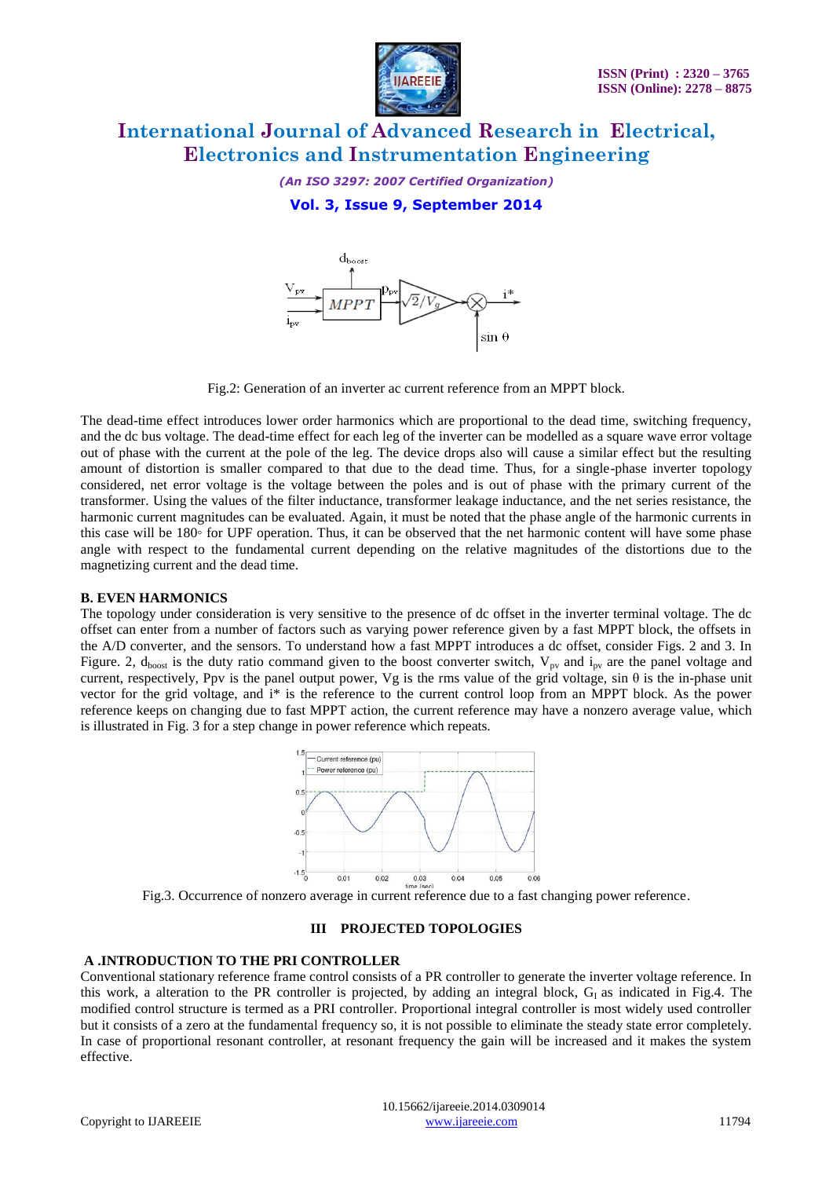Fig.2: Generation of an inverter ac current reference from an MPPT block.

The dead-time effect introduces lower order harmonics which are proportional to the dead time, switching frequency, and the dc bus voltage. The dead-time effect for each leg of the inverter can be modelled as a square wave error voltage out of phase with the current at the pole of the leg. The device drops also will cause a similar effect but the resulting amount of distortion is smaller compared to that due to the dead time. Thus, for a single-phase inverter topology considered, net error voltage is the voltage between the poles and is out of phase with the primary current of the transformer. Using the values of the filter inductance, transformer leakage inductance, and the net series resistance, the harmonic current magnitudes can be evaluated. Again, it must be noted that the phase angle of the harmonic currents in this case will be 180◦ for UPF operation. Thus, it can be observed that the net harmonic content will have some phase angle with respect to the fundamental current depending on the relative magnitudes of the distortions due to the magnetizing current and the dead time.

**B. EVEN HARMONICS**

The topology under consideration is very sensitive to the presence of dc offset in the inverter terminal voltage. The dc offset can enter from a number of factors such as varying power reference given by a fast MPPT block, the offsets in the A/D converter, and the sensors. To understand how a fast MPPT introduces a dc offset, consider Figs. 2 and 3. In Figure. 2, $d_{boost}$ is the duty ratio command given to the boost converter switch, $V_{pv}$ and $i_{pv}$ are the panel voltage and current, respectively, Ppv is the panel output power, Vg is the rms value of the grid voltage, sin θ is the in-phase unit vector for the grid voltage, and i* is the reference to the current control loop from an MPPT block. As the power reference keeps on changing due to fast MPPT action, the current reference may have a nonzero average value, which is illustrated in Fig. 3 for a step change in power reference which repeats.

Fig.3. Occurrence of nonzero average in current reference due to a fast changing power reference.

## III PROJECTED TOPOLOGIES

### A .INTRODUCTION TO THE PRI CONTROLLER

Conventional stationary reference frame control consists of a PR controller to generate the inverter voltage reference. In this work, a alteration to the PR controller is projected, by adding an integral block, $G_I$ as indicated in Fig.4. The modified control structure is termed as a PRI controller. Proportional integral controller is most widely used controller but it consists of a zero at the fundamental frequency so, it is not possible to eliminate the steady state error completely. In case of proportional resonant controller, at resonant frequency the gain will be increased and it makes the system effective.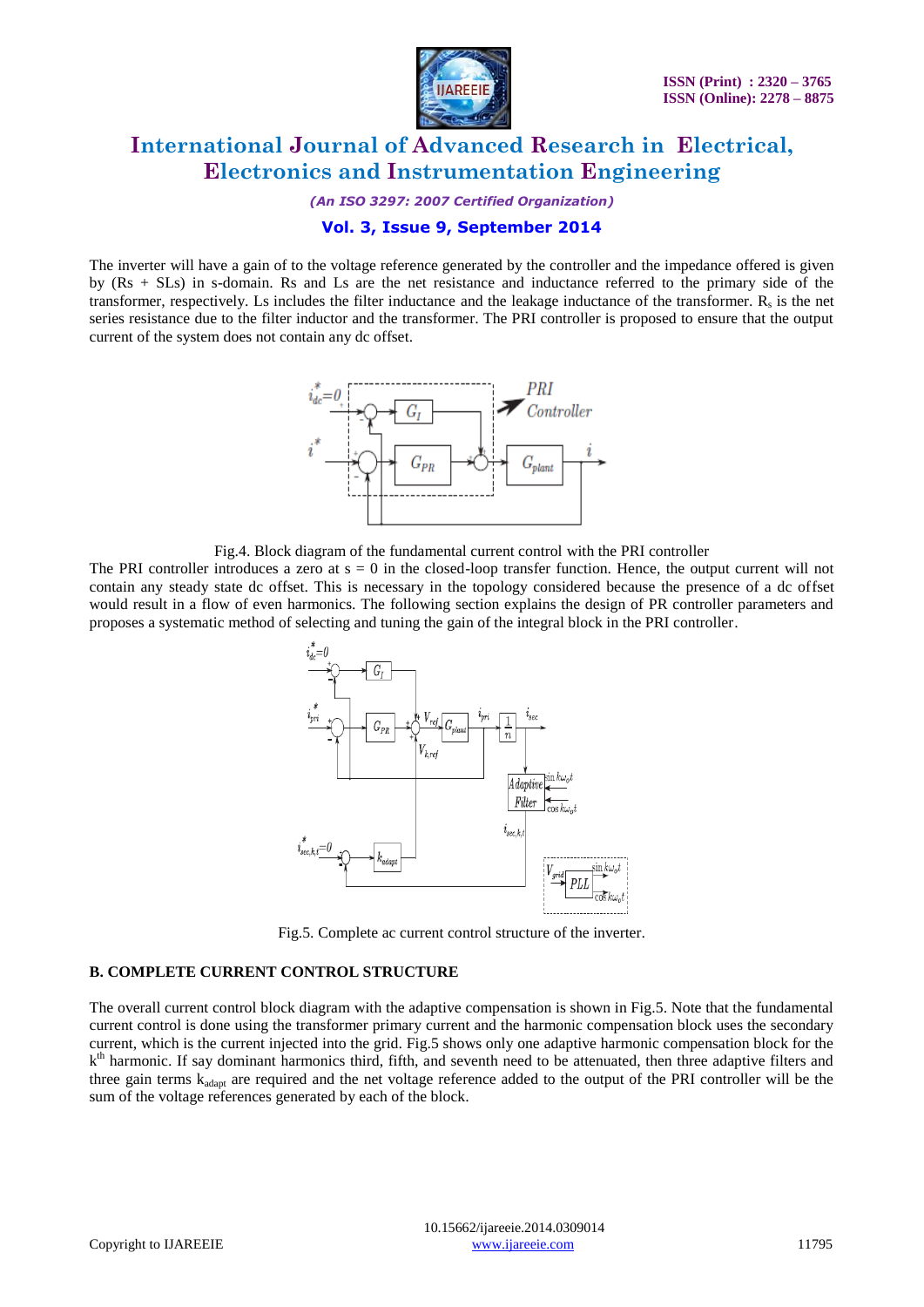The inverter will have a gain of to the voltage reference generated by the controller and the impedance offered is given by (Rs + SLs) in s-domain. Rs and Ls are the net resistance and inductance referred to the primary side of the transformer, respectively. Ls includes the filter inductance and the leakage inductance of the transformer. $R_s$ is the net series resistance due to the filter inductor and the transformer. The PRI controller is proposed to ensure that the output current of the system does not contain any dc offset.

Fig.4. Block diagram of the fundamental current control with the PRI controller

The PRI controller introduces a zero at s = 0 in the closed-loop transfer function. Hence, the output current will not contain any steady state dc offset. This is necessary in the topology considered because the presence of a dc offset would result in a flow of even harmonics. The following section explains the design of PR controller parameters and proposes a systematic method of selecting and tuning the gain of the integral block in the PRI controller.

Fig.5. Complete ac current control structure of the inverter.

**B. COMPLETE CURRENT CONTROL STRUCTURE**

The overall current control block diagram with the adaptive compensation is shown in Fig.5. Note that the fundamental current control is done using the transformer primary current and the harmonic compensation block uses the secondary current, which is the current injected into the grid. Fig.5 shows only one adaptive harmonic compensation block for the $k^{th}$ harmonic. If say dominant harmonics third, fifth, and seventh need to be attenuated, then three adaptive filters and three gain terms $k_{adapt}$ are required and the net voltage reference added to the output of the PRI controller will be the sum of the voltage references generated by each of the block.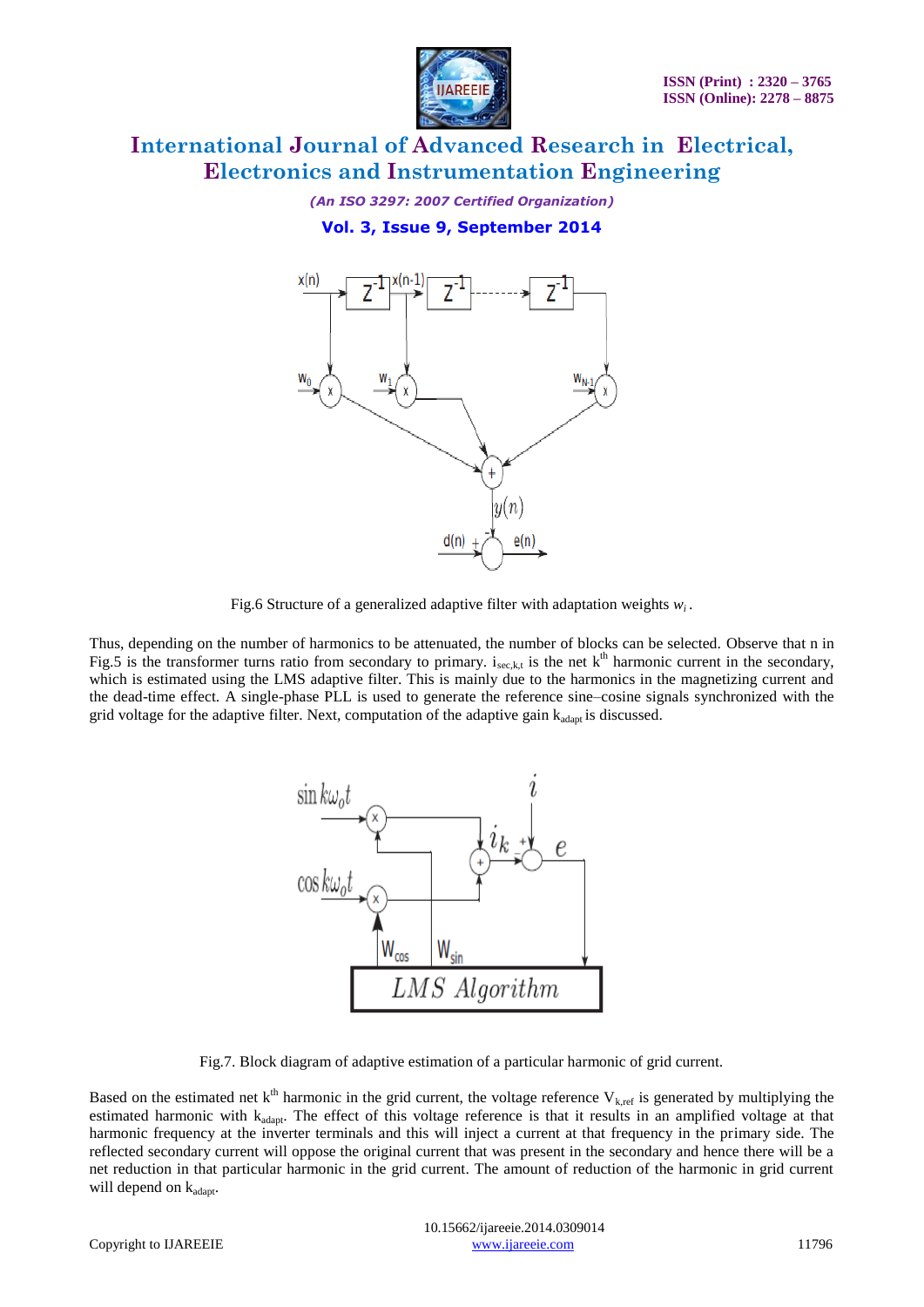Fig.6 Structure of a generalized adaptive filter with adaptation weights $w_i$.

Thus, depending on the number of harmonics to be attenuated, the number of blocks can be selected. Observe that n in Fig.5 is the transformer turns ratio from secondary to primary. $i_{sec,k,t}$ is the net $k^{th}$ harmonic current in the secondary, which is estimated using the LMS adaptive filter. This is mainly due to the harmonics in the magnetizing current and the dead-time effect. A single-phase PLL is used to generate the reference sine–cosine signals synchronized with the grid voltage for the adaptive filter. Next, computation of the adaptive gain $k_{adapt}$ is discussed.

Fig.7. Block diagram of adaptive estimation of a particular harmonic of grid current.

Based on the estimated net $k^{th}$ harmonic in the grid current, the voltage reference $V_{k,ref}$ is generated by multiplying the estimated harmonic with $k_{adapt}$. The effect of this voltage reference is that it results in an amplified voltage at that harmonic frequency at the inverter terminals and this will inject a current at that frequency in the primary side. The reflected secondary current will oppose the original current that was present in the secondary and hence there will be a net reduction in that particular harmonic in the grid current. The amount of reduction of the harmonic in grid current will depend on $k_{adapt}$.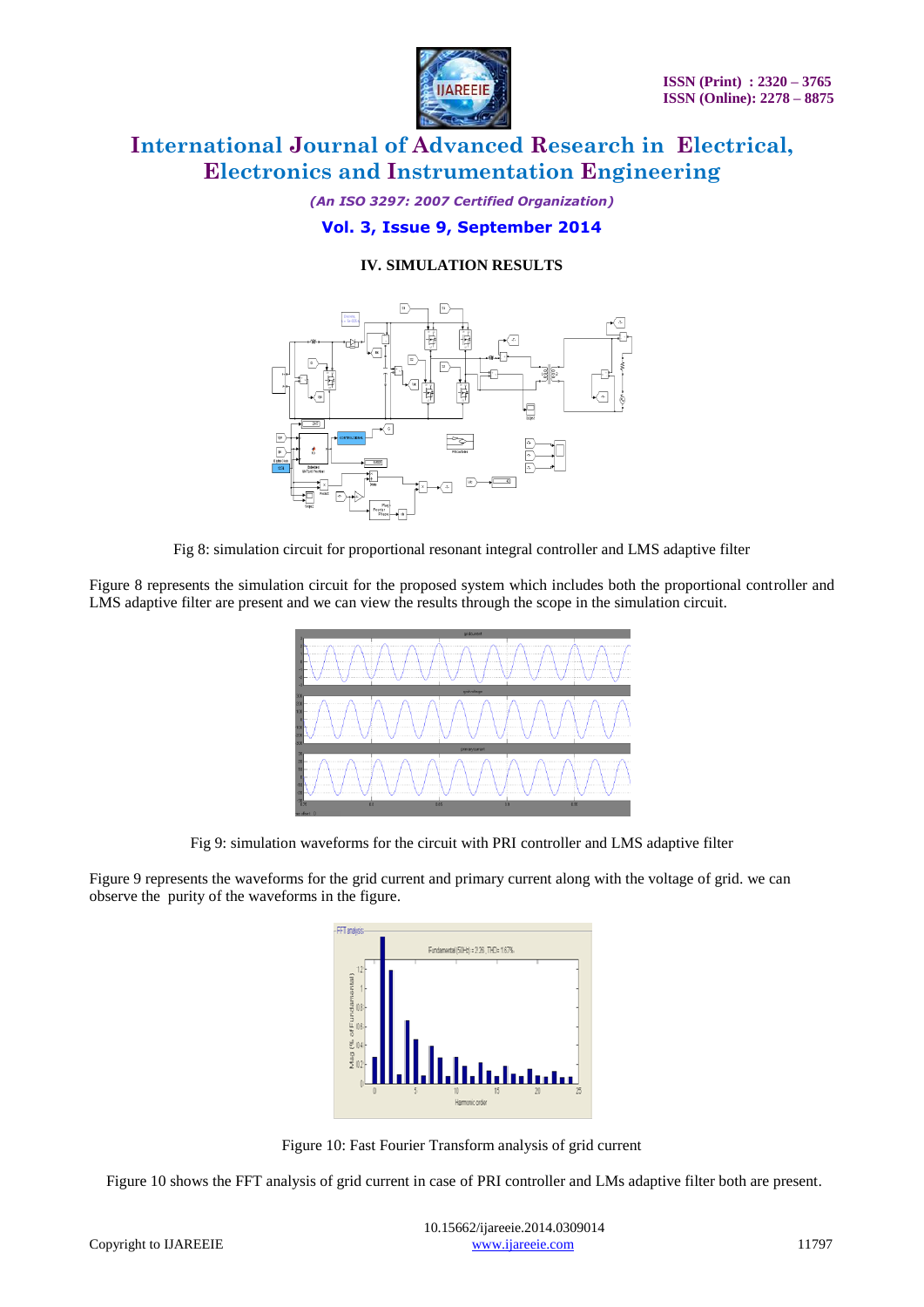## IV. SIMULATION RESULTS

Fig 8: simulation circuit for proportional resonant integral controller and LMS adaptive filter

Figure 8 represents the simulation circuit for the proposed system which includes both the proportional controller and LMS adaptive filter are present and we can view the results through the scope in the simulation circuit.

Fig 9: simulation waveforms for the circuit with PRI controller and LMS adaptive filter

Figure 9 represents the waveforms for the grid current and primary current along with the voltage of grid. we can observe the purity of the waveforms in the figure.

Figure 10: Fast Fourier Transform analysis of grid current

Figure 10 shows the FFT analysis of grid current in case of PRI controller and LMs adaptive filter both are present.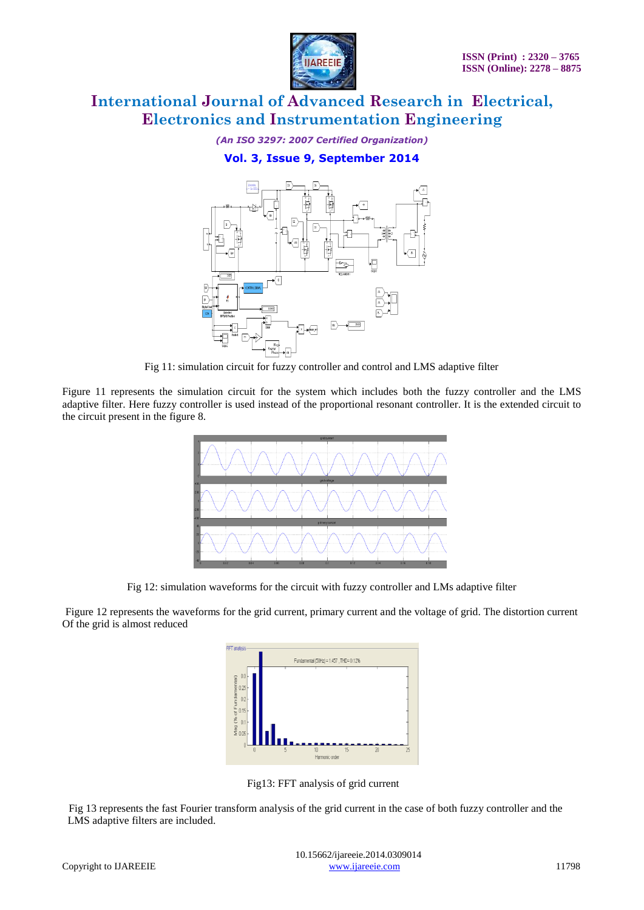Fig 11: simulation circuit for fuzzy controller and control and LMS adaptive filter

Figure 11 represents the simulation circuit for the system which includes both the fuzzy controller and the LMS adaptive filter. Here fuzzy controller is used instead of the proportional resonant controller. It is the extended circuit to the circuit present in the figure 8.

Fig 12: simulation waveforms for the circuit with fuzzy controller and LMs adaptive filter

Figure 12 represents the waveforms for the grid current, primary current and the voltage of grid. The distortion current Of the grid is almost reduced

Fig13: FFT analysis of grid current

Fig 13 represents the fast Fourier transform analysis of the grid current in the case of both fuzzy controller and the LMS adaptive filters are included.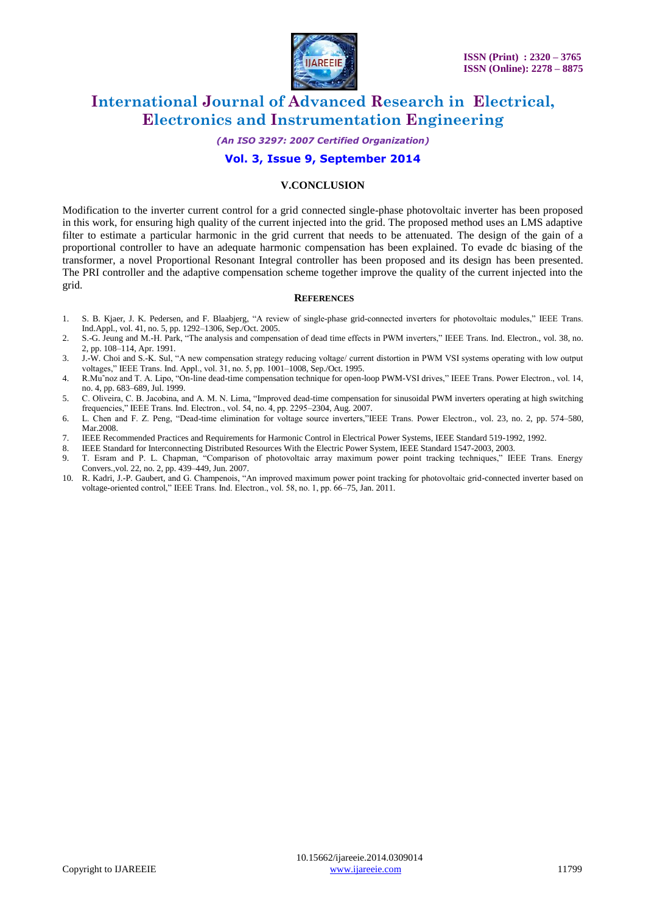## V.CONCLUSION

Modification to the inverter current control for a grid connected single-phase photovoltaic inverter has been proposed in this work, for ensuring high quality of the current injected into the grid. The proposed method uses an LMS adaptive filter to estimate a particular harmonic in the grid current that needs to be attenuated. The design of the gain of a proportional controller to have an adequate harmonic compensation has been explained. To evade dc biasing of the transformer, a novel Proportional Resonant Integral controller has been proposed and its design has been presented. The PRI controller and the adaptive compensation scheme together improve the quality of the current injected into the grid.

## REFERENCES

1. S. B. Kjaer, J. K. Pedersen, and F. Blaabjerg, "A review of single-phase grid-connected inverters for photovoltaic modules," IEEE Trans. Ind.Appl., vol. 41, no. 5, pp. 1292–1306, Sep./Oct. 2005.
2. S.-G. Jeung and M.-H. Park, "The analysis and compensation of dead time effects in PWM inverters," IEEE Trans. Ind. Electron., vol. 38, no. 2, pp. 108–114, Apr. 1991.
3. J.-W. Choi and S.-K. Sul, "A new compensation strategy reducing voltage/ current distortion in PWM VSI systems operating with low output voltages," IEEE Trans. Ind. Appl., vol. 31, no. 5, pp. 1001–1008, Sep./Oct. 1995.
4. R.Mu˜noz and T. A. Lipo, "On-line dead-time compensation technique for open-loop PWM-VSI drives," IEEE Trans. Power Electron., vol. 14, no. 4, pp. 683–689, Jul. 1999.
5. C. Oliveira, C. B. Jacobina, and A. M. N. Lima, "Improved dead-time compensation for sinusoidal PWM inverters operating at high switching frequencies," IEEE Trans. Ind. Electron., vol. 54, no. 4, pp. 2295–2304, Aug. 2007.
6. L. Chen and F. Z. Peng, "Dead-time elimination for voltage source inverters,"IEEE Trans. Power Electron., vol. 23, no. 2, pp. 574–580, Mar.2008.
7. IEEE Recommended Practices and Requirements for Harmonic Control in Electrical Power Systems, IEEE Standard 519-1992, 1992.
8. IEEE Standard for Interconnecting Distributed Resources With the Electric Power System, IEEE Standard 1547-2003, 2003.
9. T. Esram and P. L. Chapman, "Comparison of photovoltaic array maximum power point tracking techniques," IEEE Trans. Energy Convers.,vol. 22, no. 2, pp. 439–449, Jun. 2007.
10. R. Kadri, J.-P. Gaubert, and G. Champenois, "An improved maximum power point tracking for photovoltaic grid-connected inverter based on voltage-oriented control," IEEE Trans. Ind. Electron., vol. 58, no. 1, pp. 66–75, Jan. 2011.